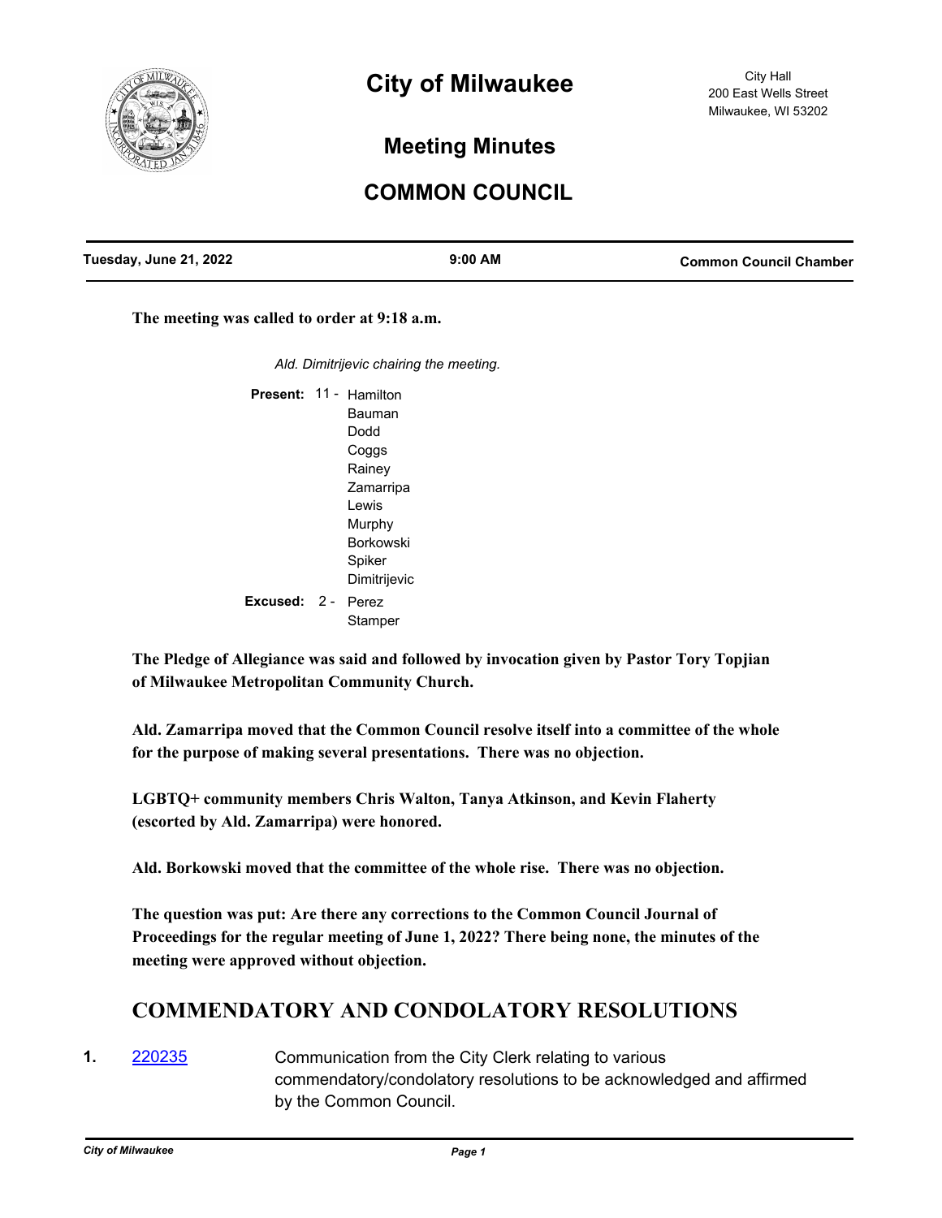# City of Milwaukee

City Hall
200 East Wells Street
Milwaukee, WI 53202

## Meeting Minutes

## COMMON COUNCIL

| Tuesday, June 21, 2022 | 9:00 AM | Common Council Chamber |
|---|---|---|

**The meeting was called to order at 9:18 a.m.**

*Ald. Dimitrijevic chairing the meeting.*

**Present:** 11 - Hamilton, Bauman, Dodd, Coggs, Rainey, Zamarripa, Lewis, Murphy, Borkowski, Spiker, Dimitrijevic

**Excused:** 2 - Perez, Stamper

**The Pledge of Allegiance was said and followed by invocation given by Pastor Tory Topjian of Milwaukee Metropolitan Community Church.**

**Ald. Zamarripa moved that the Common Council resolve itself into a committee of the whole for the purpose of making several presentations. There was no objection.**

**LGBTQ+ community members Chris Walton, Tanya Atkinson, and Kevin Flaherty (escorted by Ald. Zamarripa) were honored.**

**Ald. Borkowski moved that the committee of the whole rise. There was no objection.**

**The question was put: Are there any corrections to the Common Council Journal of Proceedings for the regular meeting of June 1, 2022? There being none, the minutes of the meeting were approved without objection.**

## COMMENDATORY AND CONDOLATORY RESOLUTIONS

**1.** 220235 Communication from the City Clerk relating to various commendatory/condolatory resolutions to be acknowledged and affirmed by the Common Council.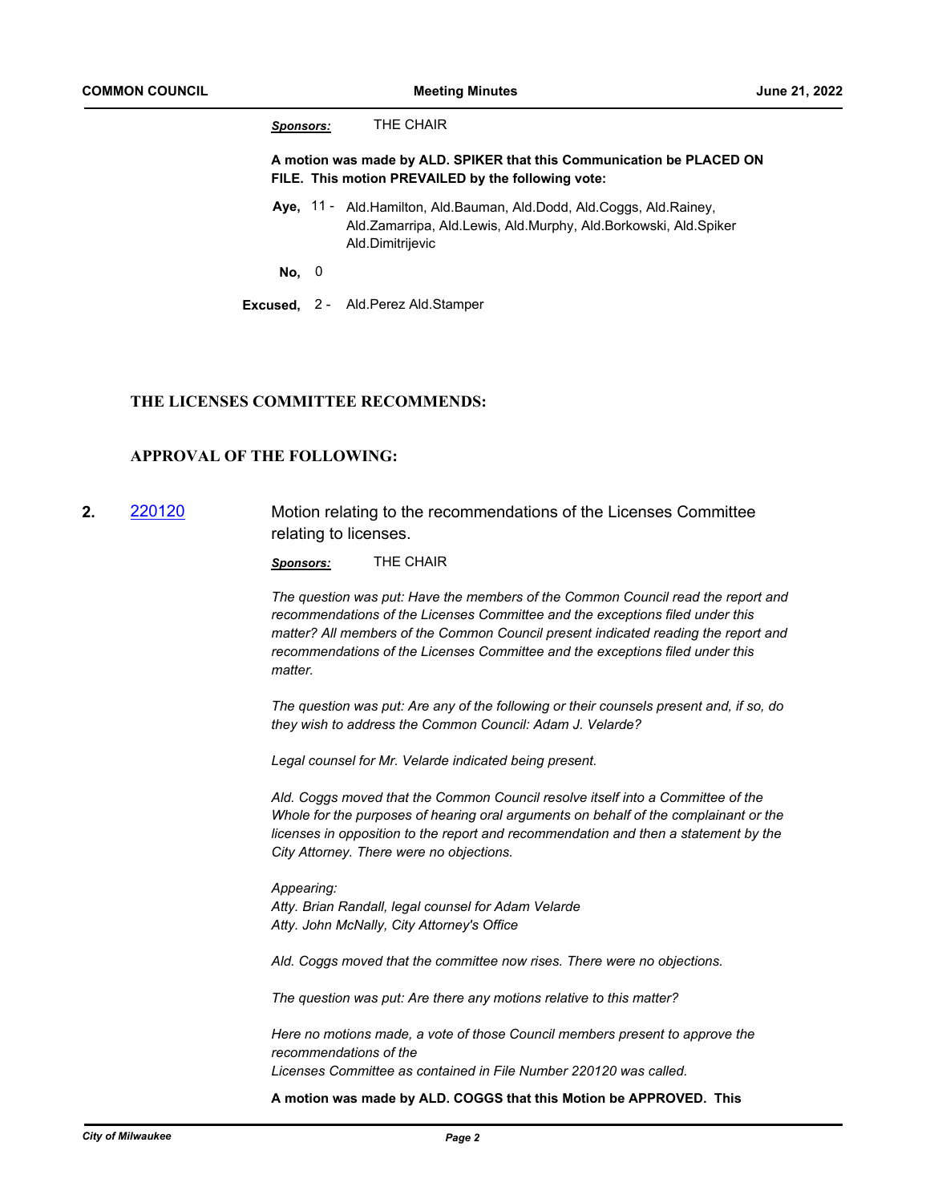**Sponsors:** THE CHAIR

**A motion was made by ALD. SPIKER that this Communication be PLACED ON FILE. This motion PREVAILED by the following vote:**

**Aye,** 11 - Ald.Hamilton, Ald.Bauman, Ald.Dodd, Ald.Coggs, Ald.Rainey, Ald.Zamarripa, Ald.Lewis, Ald.Murphy, Ald.Borkowski, Ald.Spiker Ald.Dimitrijevic

**No,** 0

**Excused,** 2 - Ald.Perez Ald.Stamper

### THE LICENSES COMMITTEE RECOMMENDS:

### APPROVAL OF THE FOLLOWING:

**2.** 220120 Motion relating to the recommendations of the Licenses Committee relating to licenses.

**Sponsors:** THE CHAIR

*The question was put: Have the members of the Common Council read the report and recommendations of the Licenses Committee and the exceptions filed under this matter? All members of the Common Council present indicated reading the report and recommendations of the Licenses Committee and the exceptions filed under this matter.*

*The question was put: Are any of the following or their counsels present and, if so, do they wish to address the Common Council: Adam J. Velarde?*

*Legal counsel for Mr. Velarde indicated being present.*

*Ald. Coggs moved that the Common Council resolve itself into a Committee of the Whole for the purposes of hearing oral arguments on behalf of the complainant or the licenses in opposition to the report and recommendation and then a statement by the City Attorney. There were no objections.*

*Appearing:*
*Atty. Brian Randall, legal counsel for Adam Velarde*
*Atty. John McNally, City Attorney's Office*

*Ald. Coggs moved that the committee now rises. There were no objections.*

*The question was put: Are there any motions relative to this matter?*

*Here no motions made, a vote of those Council members present to approve the recommendations of the*
*Licenses Committee as contained in File Number 220120 was called.*

**A motion was made by ALD. COGGS that this Motion be APPROVED. This**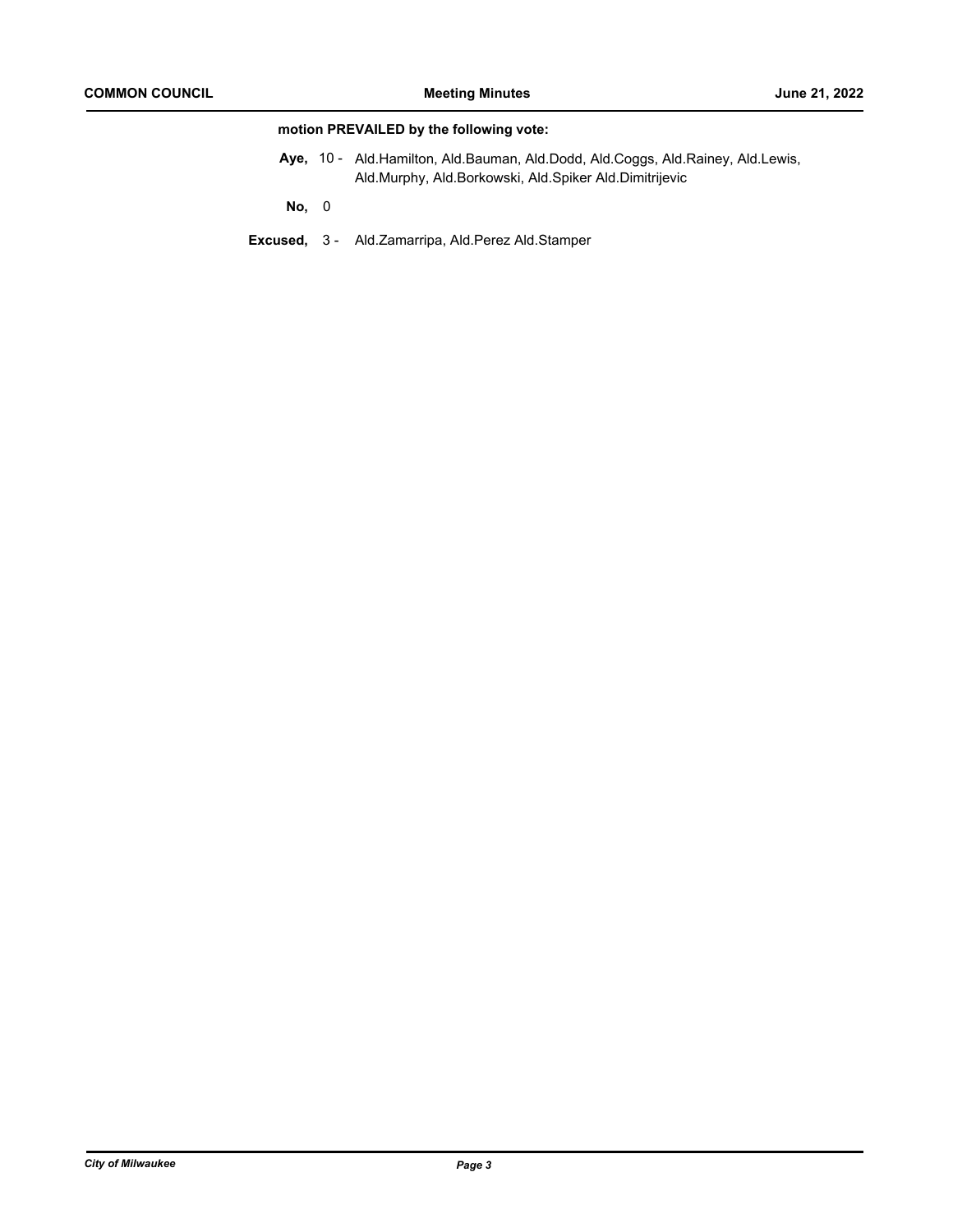**motion PREVAILED by the following vote:**

**Aye,** 10 - Ald.Hamilton, Ald.Bauman, Ald.Dodd, Ald.Coggs, Ald.Rainey, Ald.Lewis, Ald.Murphy, Ald.Borkowski, Ald.Spiker Ald.Dimitrijevic

**No,** 0

**Excused,** 3 - Ald.Zamarripa, Ald.Perez Ald.Stamper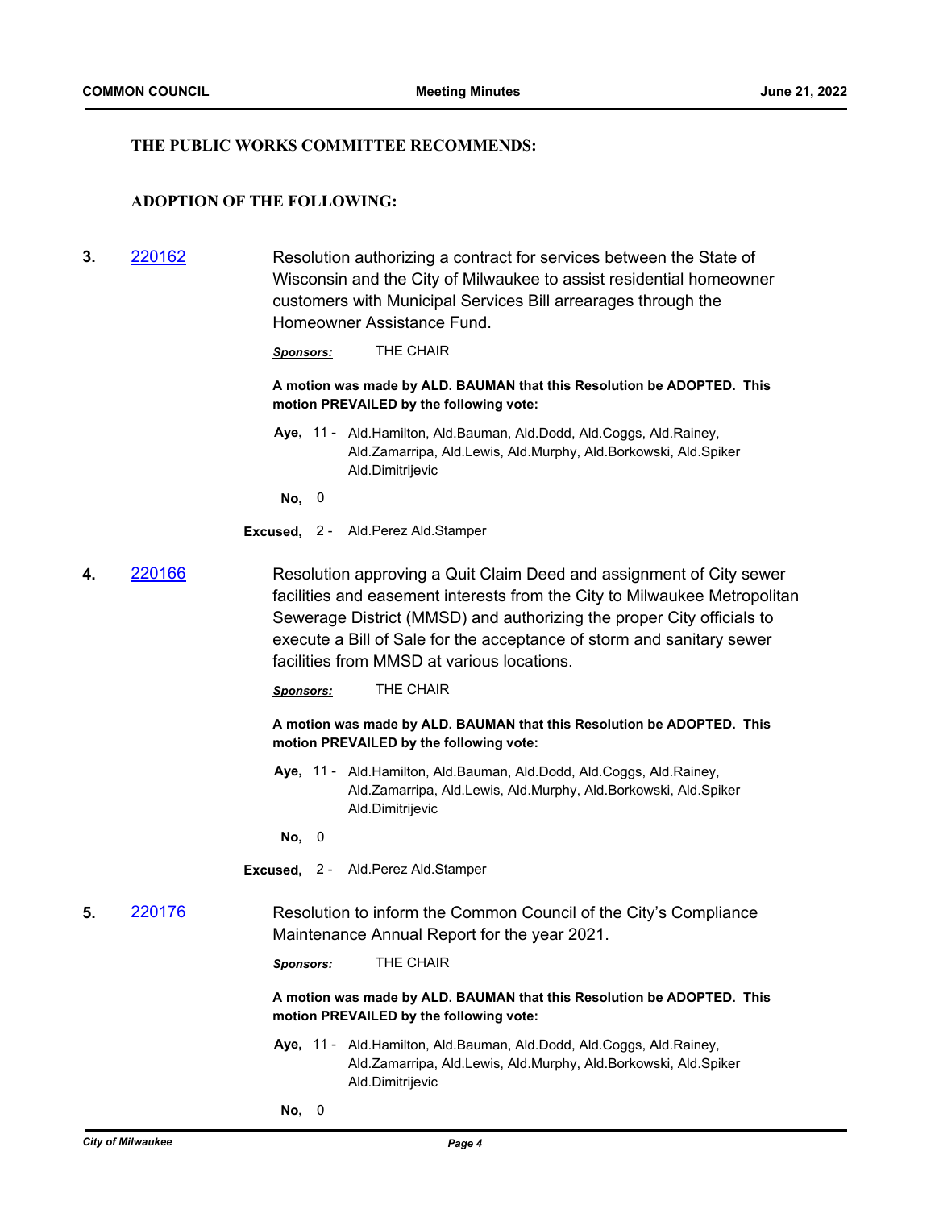**THE PUBLIC WORKS COMMITTEE RECOMMENDS:**

**ADOPTION OF THE FOLLOWING:**

**3.** [220162]

Resolution authorizing a contract for services between the State of Wisconsin and the City of Milwaukee to assist residential homeowner customers with Municipal Services Bill arrearages through the Homeowner Assistance Fund.

***Sponsors:*** THE CHAIR

**A motion was made by ALD. BAUMAN that this Resolution be ADOPTED. This motion PREVAILED by the following vote:**

**Aye,** 11 - Ald.Hamilton, Ald.Bauman, Ald.Dodd, Ald.Coggs, Ald.Rainey, Ald.Zamarripa, Ald.Lewis, Ald.Murphy, Ald.Borkowski, Ald.Spiker Ald.Dimitrijevic

**No,** 0

**Excused,** 2 - Ald.Perez Ald.Stamper

**4.** [220166]

Resolution approving a Quit Claim Deed and assignment of City sewer facilities and easement interests from the City to Milwaukee Metropolitan Sewerage District (MMSD) and authorizing the proper City officials to execute a Bill of Sale for the acceptance of storm and sanitary sewer facilities from MMSD at various locations.

***Sponsors:*** THE CHAIR

**A motion was made by ALD. BAUMAN that this Resolution be ADOPTED. This motion PREVAILED by the following vote:**

**Aye,** 11 - Ald.Hamilton, Ald.Bauman, Ald.Dodd, Ald.Coggs, Ald.Rainey, Ald.Zamarripa, Ald.Lewis, Ald.Murphy, Ald.Borkowski, Ald.Spiker Ald.Dimitrijevic

**No,** 0

**Excused,** 2 - Ald.Perez Ald.Stamper

**5.** [220176]

Resolution to inform the Common Council of the City's Compliance Maintenance Annual Report for the year 2021.

***Sponsors:*** THE CHAIR

**A motion was made by ALD. BAUMAN that this Resolution be ADOPTED. This motion PREVAILED by the following vote:**

**Aye,** 11 - Ald.Hamilton, Ald.Bauman, Ald.Dodd, Ald.Coggs, Ald.Rainey, Ald.Zamarripa, Ald.Lewis, Ald.Murphy, Ald.Borkowski, Ald.Spiker Ald.Dimitrijevic

**No,** 0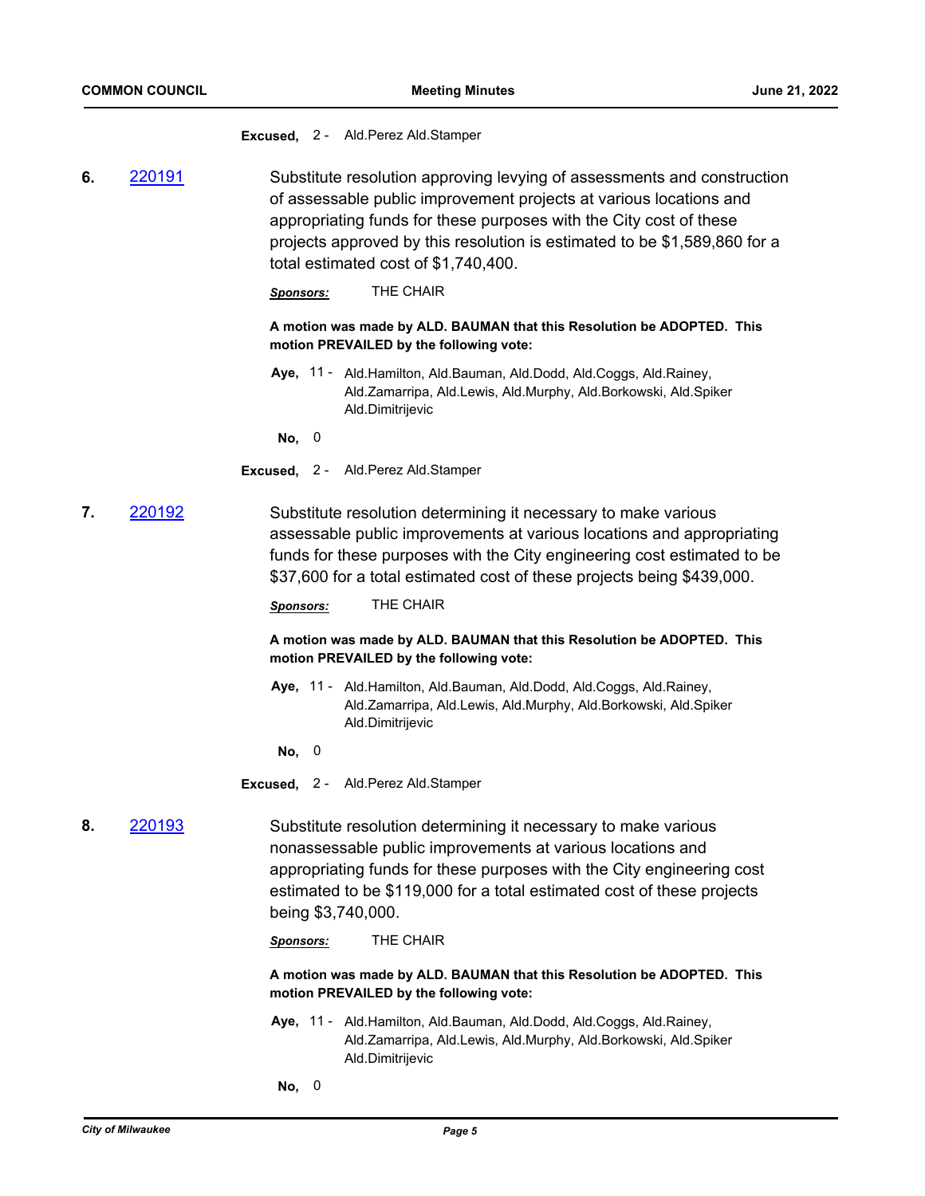**Excused,** 2 - Ald.Perez Ald.Stamper

**6.** 220191

Substitute resolution approving levying of assessments and construction of assessable public improvement projects at various locations and appropriating funds for these purposes with the City cost of these projects approved by this resolution is estimated to be $1,589,860 for a total estimated cost of $1,740,400.

***Sponsors:*** THE CHAIR

**A motion was made by ALD. BAUMAN that this Resolution be ADOPTED. This motion PREVAILED by the following vote:**

**Aye,** 11 - Ald.Hamilton, Ald.Bauman, Ald.Dodd, Ald.Coggs, Ald.Rainey, Ald.Zamarripa, Ald.Lewis, Ald.Murphy, Ald.Borkowski, Ald.Spiker Ald.Dimitrijevic

**No,** 0

**Excused,** 2 - Ald.Perez Ald.Stamper

**7.** 220192

Substitute resolution determining it necessary to make various assessable public improvements at various locations and appropriating funds for these purposes with the City engineering cost estimated to be $37,600 for a total estimated cost of these projects being $439,000.

***Sponsors:*** THE CHAIR

**A motion was made by ALD. BAUMAN that this Resolution be ADOPTED. This motion PREVAILED by the following vote:**

**Aye,** 11 - Ald.Hamilton, Ald.Bauman, Ald.Dodd, Ald.Coggs, Ald.Rainey, Ald.Zamarripa, Ald.Lewis, Ald.Murphy, Ald.Borkowski, Ald.Spiker Ald.Dimitrijevic

**No,** 0

**Excused,** 2 - Ald.Perez Ald.Stamper

**8.** 220193

Substitute resolution determining it necessary to make various nonassessable public improvements at various locations and appropriating funds for these purposes with the City engineering cost estimated to be $119,000 for a total estimated cost of these projects being $3,740,000.

***Sponsors:*** THE CHAIR

**A motion was made by ALD. BAUMAN that this Resolution be ADOPTED. This motion PREVAILED by the following vote:**

**Aye,** 11 - Ald.Hamilton, Ald.Bauman, Ald.Dodd, Ald.Coggs, Ald.Rainey, Ald.Zamarripa, Ald.Lewis, Ald.Murphy, Ald.Borkowski, Ald.Spiker Ald.Dimitrijevic

**No,** 0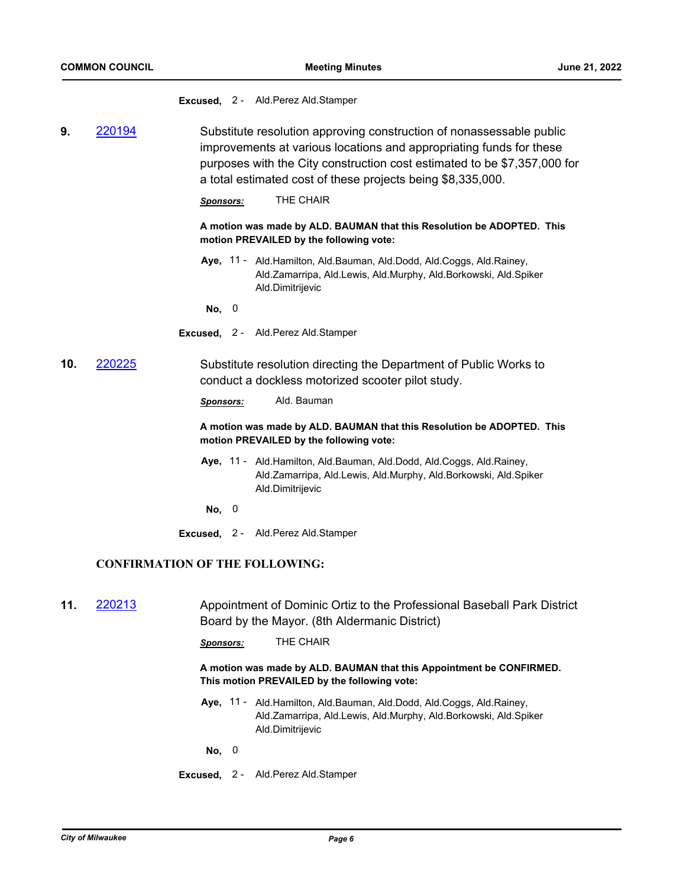**Excused,** 2 - Ald.Perez Ald.Stamper

**9.** 220194

Substitute resolution approving construction of nonassessable public improvements at various locations and appropriating funds for these purposes with the City construction cost estimated to be $7,357,000 for a total estimated cost of these projects being $8,335,000.

***Sponsors:*** THE CHAIR

**A motion was made by ALD. BAUMAN that this Resolution be ADOPTED. This motion PREVAILED by the following vote:**

**Aye,** 11 - Ald.Hamilton, Ald.Bauman, Ald.Dodd, Ald.Coggs, Ald.Rainey, Ald.Zamarripa, Ald.Lewis, Ald.Murphy, Ald.Borkowski, Ald.Spiker Ald.Dimitrijevic

**No,** 0

**Excused,** 2 - Ald.Perez Ald.Stamper

**10.** 220225

Substitute resolution directing the Department of Public Works to conduct a dockless motorized scooter pilot study.

***Sponsors:*** Ald. Bauman

**A motion was made by ALD. BAUMAN that this Resolution be ADOPTED. This motion PREVAILED by the following vote:**

**Aye,** 11 - Ald.Hamilton, Ald.Bauman, Ald.Dodd, Ald.Coggs, Ald.Rainey, Ald.Zamarripa, Ald.Lewis, Ald.Murphy, Ald.Borkowski, Ald.Spiker Ald.Dimitrijevic

**No,** 0

**Excused,** 2 - Ald.Perez Ald.Stamper

## CONFIRMATION OF THE FOLLOWING:

**11.** 220213

Appointment of Dominic Ortiz to the Professional Baseball Park District Board by the Mayor. (8th Aldermanic District)

***Sponsors:*** THE CHAIR

**A motion was made by ALD. BAUMAN that this Appointment be CONFIRMED. This motion PREVAILED by the following vote:**

**Aye,** 11 - Ald.Hamilton, Ald.Bauman, Ald.Dodd, Ald.Coggs, Ald.Rainey, Ald.Zamarripa, Ald.Lewis, Ald.Murphy, Ald.Borkowski, Ald.Spiker Ald.Dimitrijevic

**No,** 0

**Excused,** 2 - Ald.Perez Ald.Stamper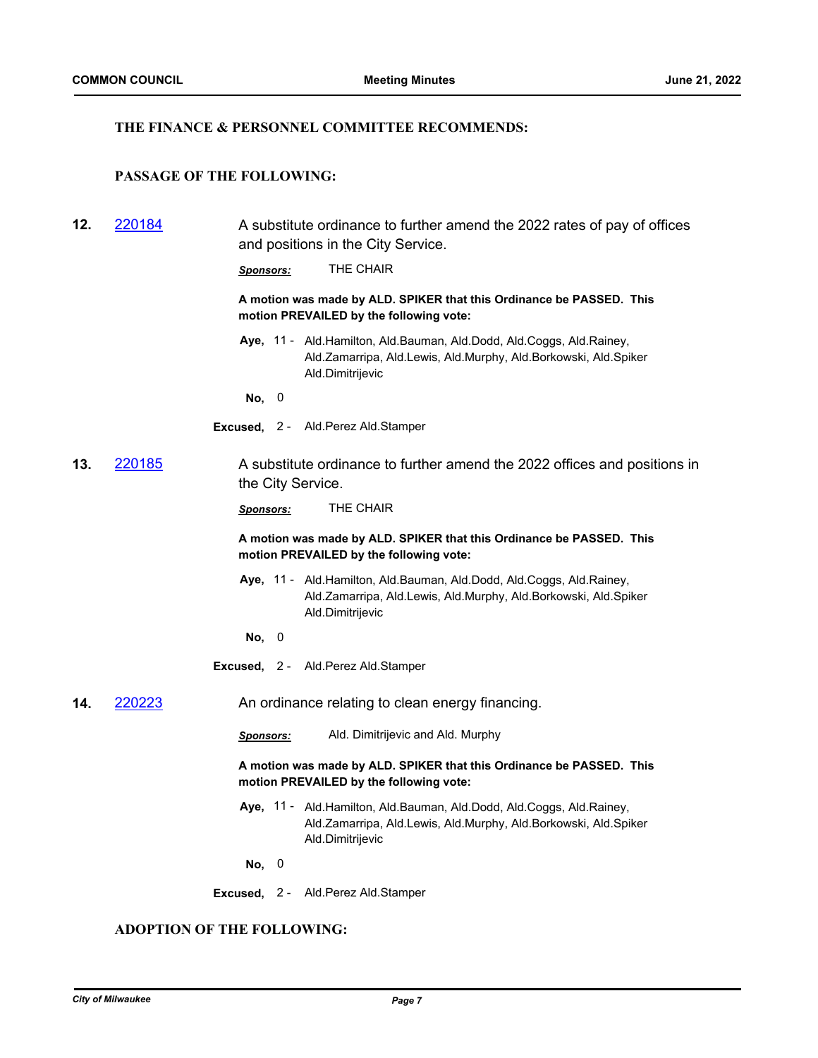### THE FINANCE & PERSONNEL COMMITTEE RECOMMENDS:

### PASSAGE OF THE FOLLOWING:

**12.** 220184

A substitute ordinance to further amend the 2022 rates of pay of offices and positions in the City Service.

***Sponsors:*** THE CHAIR

**A motion was made by ALD. SPIKER that this Ordinance be PASSED. This motion PREVAILED by the following vote:**

**Aye,** 11 - Ald.Hamilton, Ald.Bauman, Ald.Dodd, Ald.Coggs, Ald.Rainey, Ald.Zamarripa, Ald.Lewis, Ald.Murphy, Ald.Borkowski, Ald.Spiker Ald.Dimitrijevic

**No,** 0

**Excused,** 2 - Ald.Perez Ald.Stamper

**13.** 220185

A substitute ordinance to further amend the 2022 offices and positions in the City Service.

***Sponsors:*** THE CHAIR

**A motion was made by ALD. SPIKER that this Ordinance be PASSED. This motion PREVAILED by the following vote:**

**Aye,** 11 - Ald.Hamilton, Ald.Bauman, Ald.Dodd, Ald.Coggs, Ald.Rainey, Ald.Zamarripa, Ald.Lewis, Ald.Murphy, Ald.Borkowski, Ald.Spiker Ald.Dimitrijevic

**No,** 0

**Excused,** 2 - Ald.Perez Ald.Stamper

**14.** 220223

An ordinance relating to clean energy financing.

***Sponsors:*** Ald. Dimitrijevic and Ald. Murphy

**A motion was made by ALD. SPIKER that this Ordinance be PASSED. This motion PREVAILED by the following vote:**

**Aye,** 11 - Ald.Hamilton, Ald.Bauman, Ald.Dodd, Ald.Coggs, Ald.Rainey, Ald.Zamarripa, Ald.Lewis, Ald.Murphy, Ald.Borkowski, Ald.Spiker Ald.Dimitrijevic

**No,** 0

**Excused,** 2 - Ald.Perez Ald.Stamper

### ADOPTION OF THE FOLLOWING: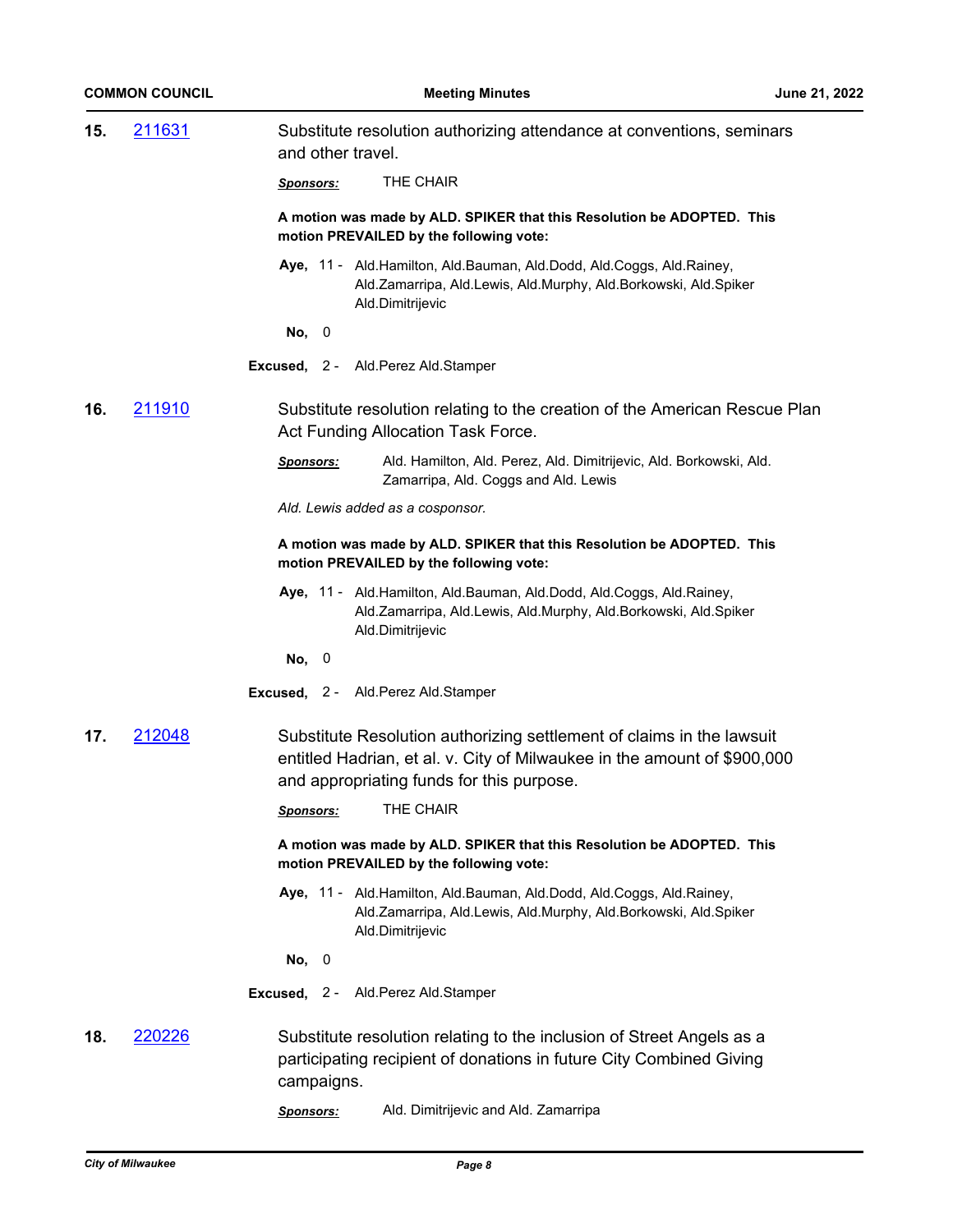**15.** [211631] Substitute resolution authorizing attendance at conventions, seminars and other travel.

***Sponsors:*** THE CHAIR

**A motion was made by ALD. SPIKER that this Resolution be ADOPTED. This motion PREVAILED by the following vote:**

**Aye,** 11 - Ald.Hamilton, Ald.Bauman, Ald.Dodd, Ald.Coggs, Ald.Rainey, Ald.Zamarripa, Ald.Lewis, Ald.Murphy, Ald.Borkowski, Ald.Spiker Ald.Dimitrijevic

**No,** 0

**Excused,** 2 - Ald.Perez Ald.Stamper

**16.** [211910] Substitute resolution relating to the creation of the American Rescue Plan Act Funding Allocation Task Force.

***Sponsors:*** Ald. Hamilton, Ald. Perez, Ald. Dimitrijevic, Ald. Borkowski, Ald. Zamarripa, Ald. Coggs and Ald. Lewis

*Ald. Lewis added as a cosponsor.*

**A motion was made by ALD. SPIKER that this Resolution be ADOPTED. This motion PREVAILED by the following vote:**

**Aye,** 11 - Ald.Hamilton, Ald.Bauman, Ald.Dodd, Ald.Coggs, Ald.Rainey, Ald.Zamarripa, Ald.Lewis, Ald.Murphy, Ald.Borkowski, Ald.Spiker Ald.Dimitrijevic

**No,** 0

**Excused,** 2 - Ald.Perez Ald.Stamper

**17.** [212048] Substitute Resolution authorizing settlement of claims in the lawsuit entitled Hadrian, et al. v. City of Milwaukee in the amount of $900,000 and appropriating funds for this purpose.

***Sponsors:*** THE CHAIR

**A motion was made by ALD. SPIKER that this Resolution be ADOPTED. This motion PREVAILED by the following vote:**

**Aye,** 11 - Ald.Hamilton, Ald.Bauman, Ald.Dodd, Ald.Coggs, Ald.Rainey, Ald.Zamarripa, Ald.Lewis, Ald.Murphy, Ald.Borkowski, Ald.Spiker Ald.Dimitrijevic

**No,** 0

**Excused,** 2 - Ald.Perez Ald.Stamper

**18.** [220226] Substitute resolution relating to the inclusion of Street Angels as a participating recipient of donations in future City Combined Giving campaigns.

***Sponsors:*** Ald. Dimitrijevic and Ald. Zamarripa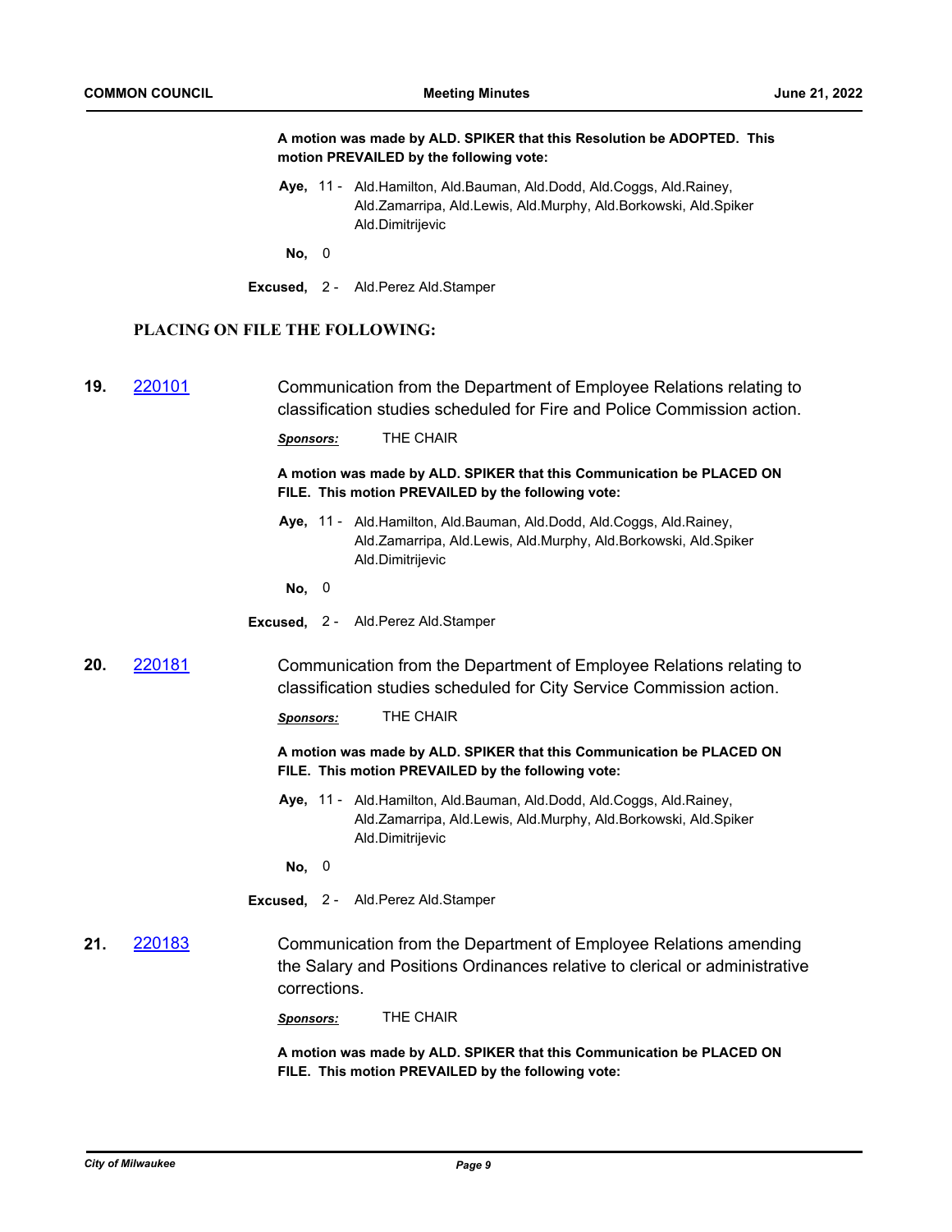**A motion was made by ALD. SPIKER that this Resolution be ADOPTED. This motion PREVAILED by the following vote:**

**Aye,** 11 - Ald.Hamilton, Ald.Bauman, Ald.Dodd, Ald.Coggs, Ald.Rainey, Ald.Zamarripa, Ald.Lewis, Ald.Murphy, Ald.Borkowski, Ald.Spiker Ald.Dimitrijevic

**No,** 0

**Excused,** 2 - Ald.Perez Ald.Stamper

## PLACING ON FILE THE FOLLOWING:

**19.** 220101 Communication from the Department of Employee Relations relating to classification studies scheduled for Fire and Police Commission action.

***Sponsors:*** THE CHAIR

**A motion was made by ALD. SPIKER that this Communication be PLACED ON FILE. This motion PREVAILED by the following vote:**

**Aye,** 11 - Ald.Hamilton, Ald.Bauman, Ald.Dodd, Ald.Coggs, Ald.Rainey, Ald.Zamarripa, Ald.Lewis, Ald.Murphy, Ald.Borkowski, Ald.Spiker Ald.Dimitrijevic

**No,** 0

**Excused,** 2 - Ald.Perez Ald.Stamper

**20.** 220181 Communication from the Department of Employee Relations relating to classification studies scheduled for City Service Commission action.

***Sponsors:*** THE CHAIR

**A motion was made by ALD. SPIKER that this Communication be PLACED ON FILE. This motion PREVAILED by the following vote:**

**Aye,** 11 - Ald.Hamilton, Ald.Bauman, Ald.Dodd, Ald.Coggs, Ald.Rainey, Ald.Zamarripa, Ald.Lewis, Ald.Murphy, Ald.Borkowski, Ald.Spiker Ald.Dimitrijevic

**No,** 0

**Excused,** 2 - Ald.Perez Ald.Stamper

**21.** 220183 Communication from the Department of Employee Relations amending the Salary and Positions Ordinances relative to clerical or administrative corrections.

***Sponsors:*** THE CHAIR

**A motion was made by ALD. SPIKER that this Communication be PLACED ON FILE. This motion PREVAILED by the following vote:**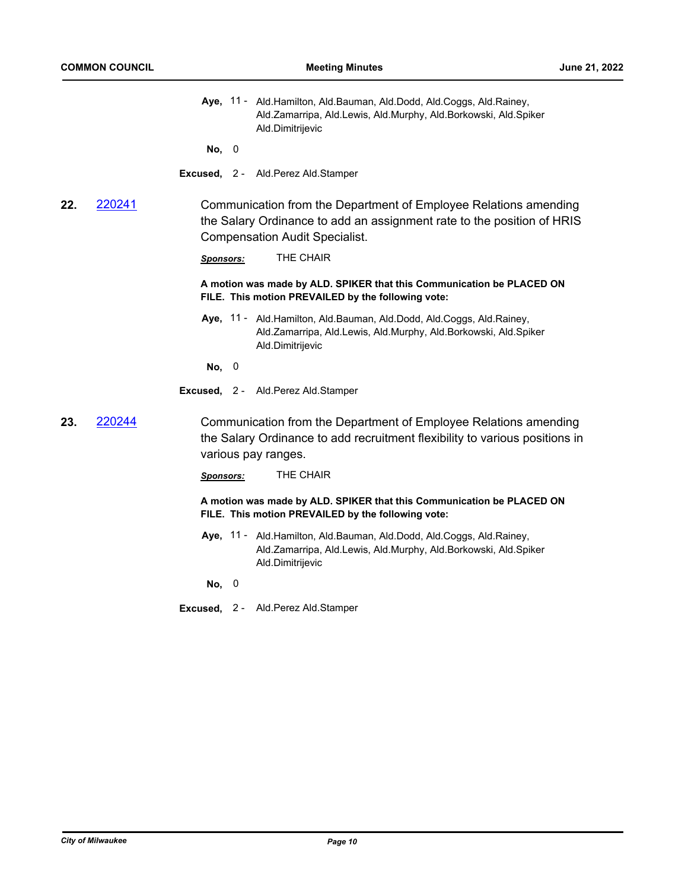**Aye,** 11 - Ald.Hamilton, Ald.Bauman, Ald.Dodd, Ald.Coggs, Ald.Rainey, Ald.Zamarripa, Ald.Lewis, Ald.Murphy, Ald.Borkowski, Ald.Spiker Ald.Dimitrijevic

**No,** 0

**Excused,** 2 - Ald.Perez Ald.Stamper

**22.** 220241

Communication from the Department of Employee Relations amending the Salary Ordinance to add an assignment rate to the position of HRIS Compensation Audit Specialist.

***Sponsors:*** THE CHAIR

**A motion was made by ALD. SPIKER that this Communication be PLACED ON FILE. This motion PREVAILED by the following vote:**

**Aye,** 11 - Ald.Hamilton, Ald.Bauman, Ald.Dodd, Ald.Coggs, Ald.Rainey, Ald.Zamarripa, Ald.Lewis, Ald.Murphy, Ald.Borkowski, Ald.Spiker Ald.Dimitrijevic

**No,** 0

**Excused,** 2 - Ald.Perez Ald.Stamper

**23.** 220244

Communication from the Department of Employee Relations amending the Salary Ordinance to add recruitment flexibility to various positions in various pay ranges.

***Sponsors:*** THE CHAIR

**A motion was made by ALD. SPIKER that this Communication be PLACED ON FILE. This motion PREVAILED by the following vote:**

**Aye,** 11 - Ald.Hamilton, Ald.Bauman, Ald.Dodd, Ald.Coggs, Ald.Rainey, Ald.Zamarripa, Ald.Lewis, Ald.Murphy, Ald.Borkowski, Ald.Spiker Ald.Dimitrijevic

**No,** 0

**Excused,** 2 - Ald.Perez Ald.Stamper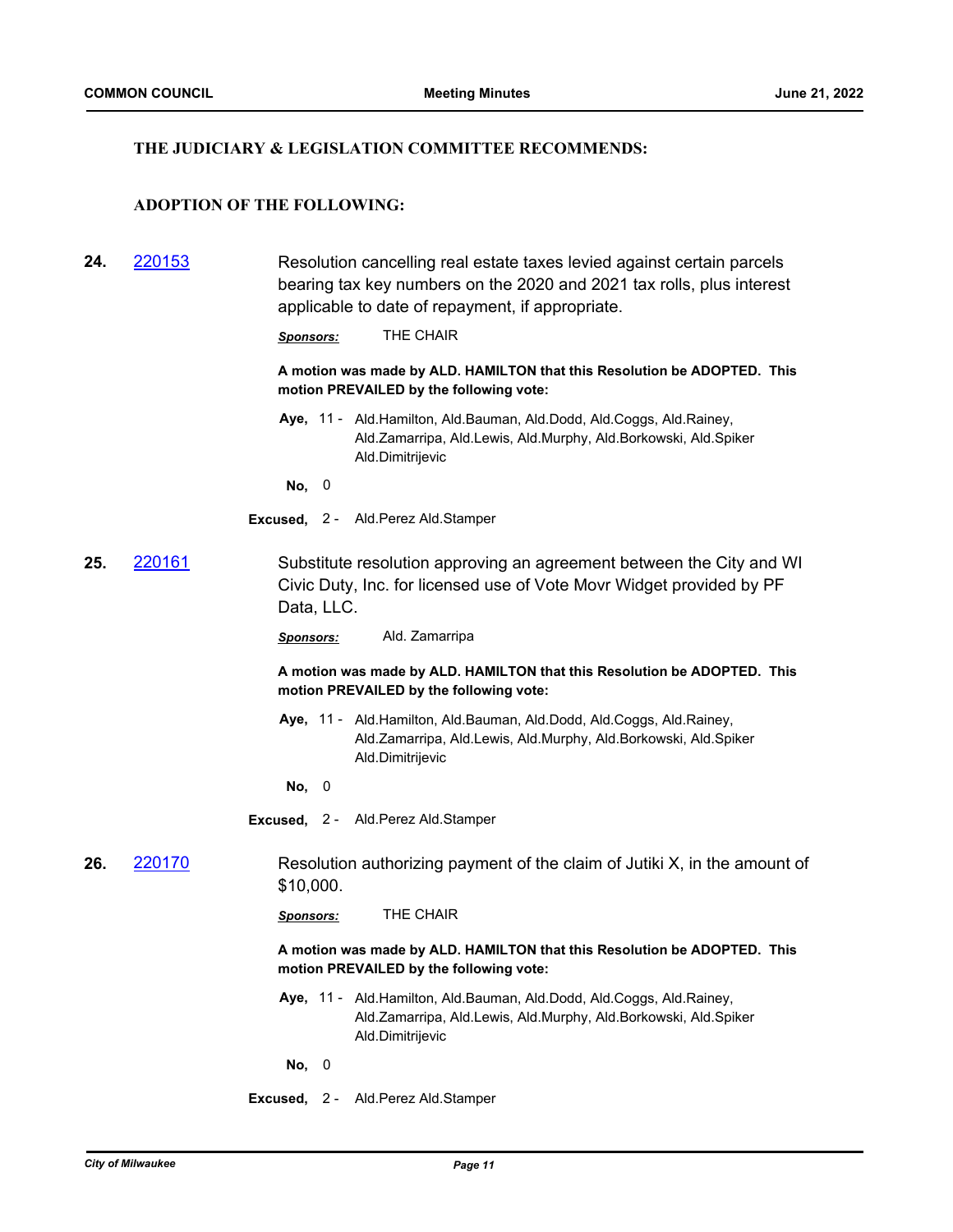### THE JUDICIARY & LEGISLATION COMMITTEE RECOMMENDS:

### ADOPTION OF THE FOLLOWING:

**24.** 220153

Resolution cancelling real estate taxes levied against certain parcels bearing tax key numbers on the 2020 and 2021 tax rolls, plus interest applicable to date of repayment, if appropriate.

***Sponsors:*** THE CHAIR

**A motion was made by ALD. HAMILTON that this Resolution be ADOPTED. This motion PREVAILED by the following vote:**

**Aye,** 11 - Ald.Hamilton, Ald.Bauman, Ald.Dodd, Ald.Coggs, Ald.Rainey, Ald.Zamarripa, Ald.Lewis, Ald.Murphy, Ald.Borkowski, Ald.Spiker Ald.Dimitrijevic

**No,** 0

**Excused,** 2 - Ald.Perez Ald.Stamper

**25.** 220161

Substitute resolution approving an agreement between the City and WI Civic Duty, Inc. for licensed use of Vote Movr Widget provided by PF Data, LLC.

***Sponsors:*** Ald. Zamarripa

**A motion was made by ALD. HAMILTON that this Resolution be ADOPTED. This motion PREVAILED by the following vote:**

**Aye,** 11 - Ald.Hamilton, Ald.Bauman, Ald.Dodd, Ald.Coggs, Ald.Rainey, Ald.Zamarripa, Ald.Lewis, Ald.Murphy, Ald.Borkowski, Ald.Spiker Ald.Dimitrijevic

**No,** 0

**Excused,** 2 - Ald.Perez Ald.Stamper

**26.** 220170

Resolution authorizing payment of the claim of Jutiki X, in the amount of $10,000.

***Sponsors:*** THE CHAIR

**A motion was made by ALD. HAMILTON that this Resolution be ADOPTED. This motion PREVAILED by the following vote:**

**Aye,** 11 - Ald.Hamilton, Ald.Bauman, Ald.Dodd, Ald.Coggs, Ald.Rainey, Ald.Zamarripa, Ald.Lewis, Ald.Murphy, Ald.Borkowski, Ald.Spiker Ald.Dimitrijevic

**No,** 0

**Excused,** 2 - Ald.Perez Ald.Stamper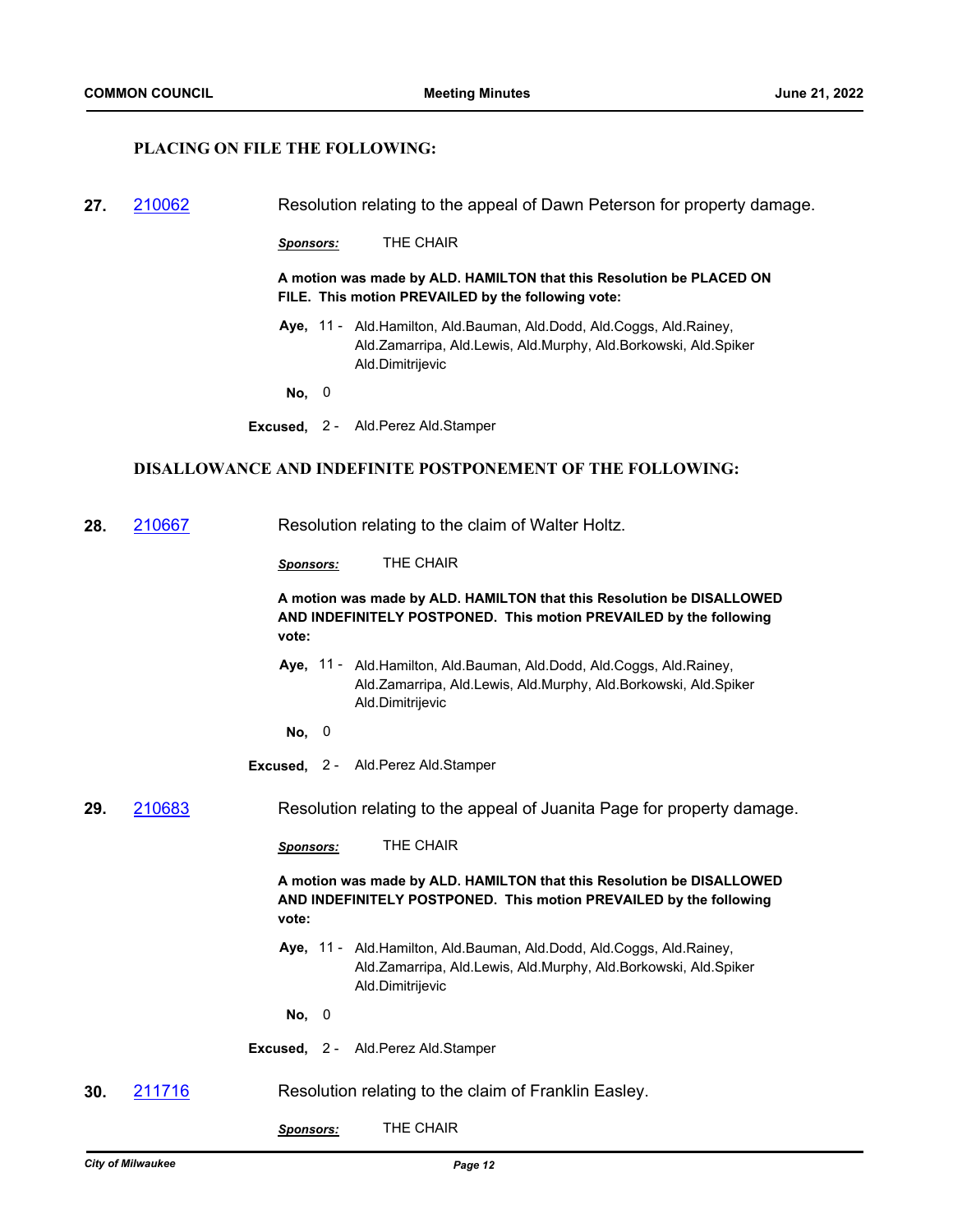### PLACING ON FILE THE FOLLOWING:

**27.** 210062 — Resolution relating to the appeal of Dawn Peterson for property damage.

***Sponsors:*** THE CHAIR

**A motion was made by ALD. HAMILTON that this Resolution be PLACED ON FILE. This motion PREVAILED by the following vote:**

**Aye,** 11 - Ald.Hamilton, Ald.Bauman, Ald.Dodd, Ald.Coggs, Ald.Rainey, Ald.Zamarripa, Ald.Lewis, Ald.Murphy, Ald.Borkowski, Ald.Spiker Ald.Dimitrijevic

**No,** 0

**Excused,** 2 - Ald.Perez Ald.Stamper

### DISALLOWANCE AND INDEFINITE POSTPONEMENT OF THE FOLLOWING:

**28.** 210667 — Resolution relating to the claim of Walter Holtz.

***Sponsors:*** THE CHAIR

**A motion was made by ALD. HAMILTON that this Resolution be DISALLOWED AND INDEFINITELY POSTPONED. This motion PREVAILED by the following vote:**

**Aye,** 11 - Ald.Hamilton, Ald.Bauman, Ald.Dodd, Ald.Coggs, Ald.Rainey, Ald.Zamarripa, Ald.Lewis, Ald.Murphy, Ald.Borkowski, Ald.Spiker Ald.Dimitrijevic

**No,** 0

**Excused,** 2 - Ald.Perez Ald.Stamper

**29.** 210683 — Resolution relating to the appeal of Juanita Page for property damage.

***Sponsors:*** THE CHAIR

**A motion was made by ALD. HAMILTON that this Resolution be DISALLOWED AND INDEFINITELY POSTPONED. This motion PREVAILED by the following vote:**

**Aye,** 11 - Ald.Hamilton, Ald.Bauman, Ald.Dodd, Ald.Coggs, Ald.Rainey, Ald.Zamarripa, Ald.Lewis, Ald.Murphy, Ald.Borkowski, Ald.Spiker Ald.Dimitrijevic

**No,** 0

**Excused,** 2 - Ald.Perez Ald.Stamper

**30.** 211716 — Resolution relating to the claim of Franklin Easley.

***Sponsors:*** THE CHAIR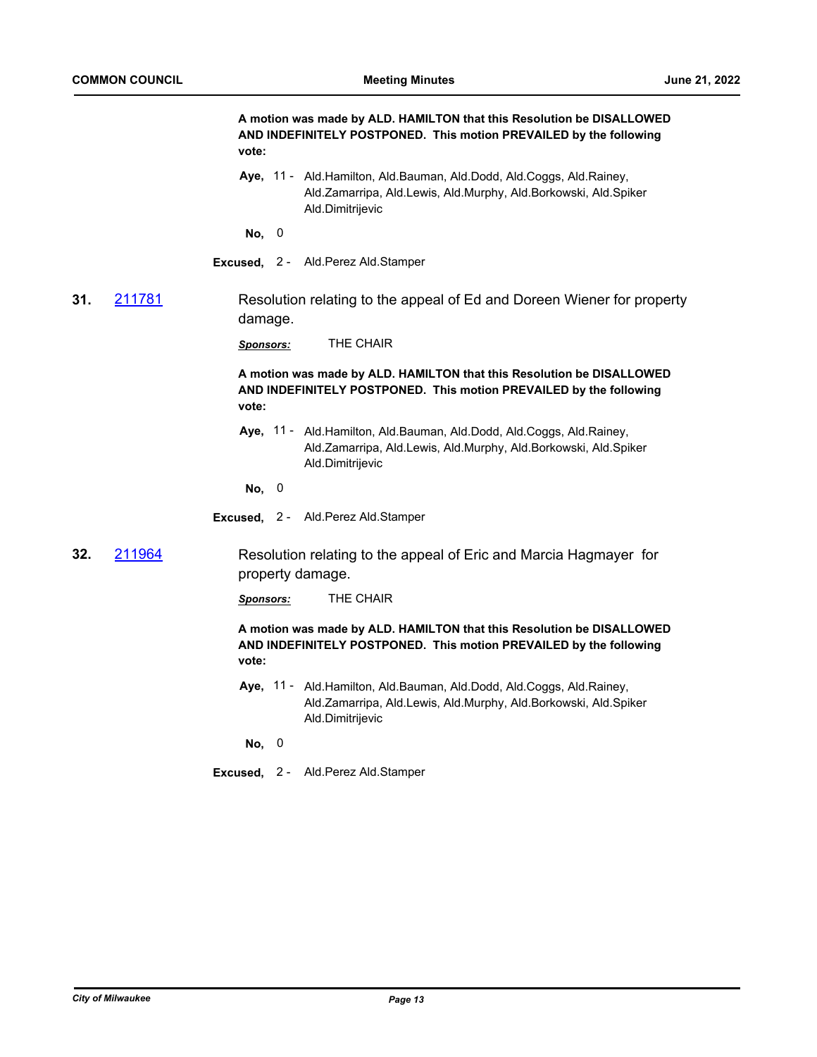**A motion was made by ALD. HAMILTON that this Resolution be DISALLOWED AND INDEFINITELY POSTPONED. This motion PREVAILED by the following vote:**

**Aye,** 11 - Ald.Hamilton, Ald.Bauman, Ald.Dodd, Ald.Coggs, Ald.Rainey, Ald.Zamarripa, Ald.Lewis, Ald.Murphy, Ald.Borkowski, Ald.Spiker Ald.Dimitrijevic

**No,** 0

**Excused,** 2 - Ald.Perez Ald.Stamper

**31.** 211781

Resolution relating to the appeal of Ed and Doreen Wiener for property damage.

***Sponsors:*** THE CHAIR

**A motion was made by ALD. HAMILTON that this Resolution be DISALLOWED AND INDEFINITELY POSTPONED. This motion PREVAILED by the following vote:**

**Aye,** 11 - Ald.Hamilton, Ald.Bauman, Ald.Dodd, Ald.Coggs, Ald.Rainey, Ald.Zamarripa, Ald.Lewis, Ald.Murphy, Ald.Borkowski, Ald.Spiker Ald.Dimitrijevic

**No,** 0

**Excused,** 2 - Ald.Perez Ald.Stamper

**32.** 211964

Resolution relating to the appeal of Eric and Marcia Hagmayer for property damage.

***Sponsors:*** THE CHAIR

**A motion was made by ALD. HAMILTON that this Resolution be DISALLOWED AND INDEFINITELY POSTPONED. This motion PREVAILED by the following vote:**

**Aye,** 11 - Ald.Hamilton, Ald.Bauman, Ald.Dodd, Ald.Coggs, Ald.Rainey, Ald.Zamarripa, Ald.Lewis, Ald.Murphy, Ald.Borkowski, Ald.Spiker Ald.Dimitrijevic

**No,** 0

**Excused,** 2 - Ald.Perez Ald.Stamper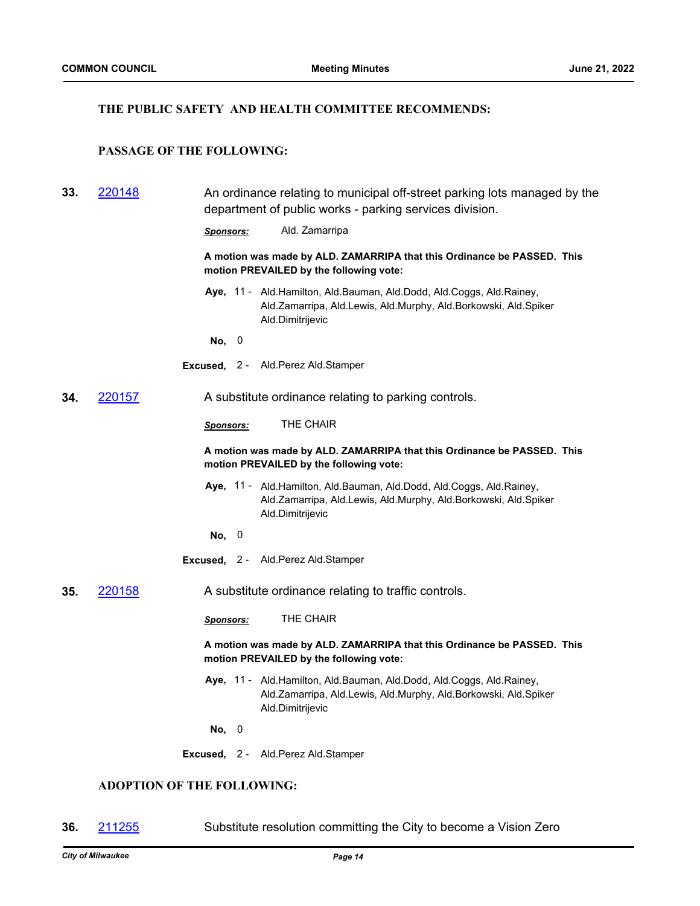## THE PUBLIC SAFETY AND HEALTH COMMITTEE RECOMMENDS:

### PASSAGE OF THE FOLLOWING:

**33.** 220148 An ordinance relating to municipal off-street parking lots managed by the department of public works - parking services division.

***Sponsors:*** Ald. Zamarripa

**A motion was made by ALD. ZAMARRIPA that this Ordinance be PASSED. This motion PREVAILED by the following vote:**

**Aye,** 11 - Ald.Hamilton, Ald.Bauman, Ald.Dodd, Ald.Coggs, Ald.Rainey, Ald.Zamarripa, Ald.Lewis, Ald.Murphy, Ald.Borkowski, Ald.Spiker Ald.Dimitrijevic

**No,** 0

**Excused,** 2 - Ald.Perez Ald.Stamper

**34.** 220157 A substitute ordinance relating to parking controls.

***Sponsors:*** THE CHAIR

**A motion was made by ALD. ZAMARRIPA that this Ordinance be PASSED. This motion PREVAILED by the following vote:**

**Aye,** 11 - Ald.Hamilton, Ald.Bauman, Ald.Dodd, Ald.Coggs, Ald.Rainey, Ald.Zamarripa, Ald.Lewis, Ald.Murphy, Ald.Borkowski, Ald.Spiker Ald.Dimitrijevic

**No,** 0

**Excused,** 2 - Ald.Perez Ald.Stamper

**35.** 220158 A substitute ordinance relating to traffic controls.

***Sponsors:*** THE CHAIR

**A motion was made by ALD. ZAMARRIPA that this Ordinance be PASSED. This motion PREVAILED by the following vote:**

**Aye,** 11 - Ald.Hamilton, Ald.Bauman, Ald.Dodd, Ald.Coggs, Ald.Rainey, Ald.Zamarripa, Ald.Lewis, Ald.Murphy, Ald.Borkowski, Ald.Spiker Ald.Dimitrijevic

**No,** 0

**Excused,** 2 - Ald.Perez Ald.Stamper

### ADOPTION OF THE FOLLOWING:

**36.** 211255 Substitute resolution committing the City to become a Vision Zero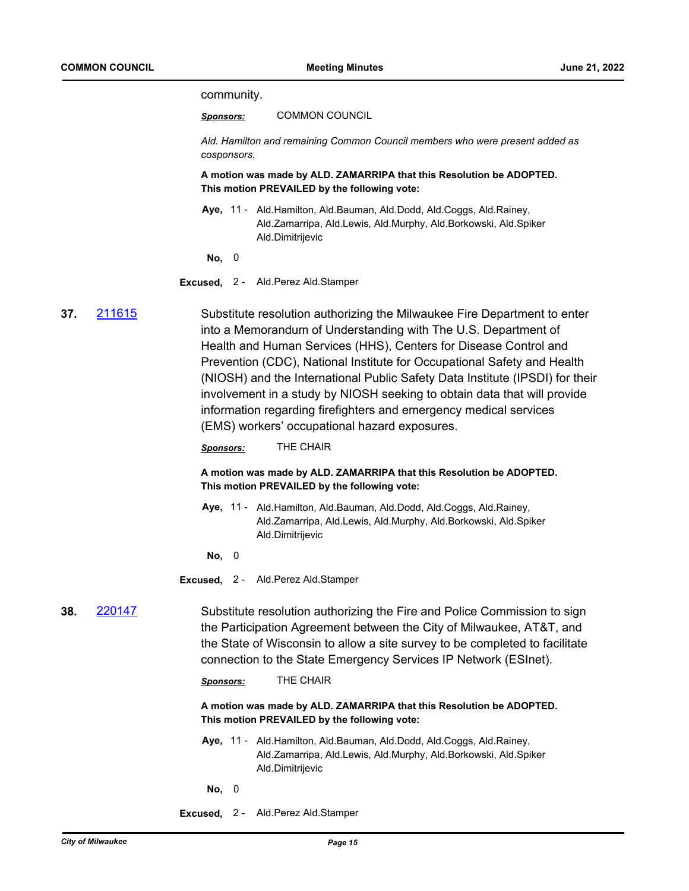community.

***Sponsors:*** COMMON COUNCIL

*Ald. Hamilton and remaining Common Council members who were present added as cosponsors.*

**A motion was made by ALD. ZAMARRIPA that this Resolution be ADOPTED. This motion PREVAILED by the following vote:**

**Aye,** 11 - Ald.Hamilton, Ald.Bauman, Ald.Dodd, Ald.Coggs, Ald.Rainey, Ald.Zamarripa, Ald.Lewis, Ald.Murphy, Ald.Borkowski, Ald.Spiker Ald.Dimitrijevic

**No,** 0

**Excused,** 2 - Ald.Perez Ald.Stamper

**37.** 211615

Substitute resolution authorizing the Milwaukee Fire Department to enter into a Memorandum of Understanding with The U.S. Department of Health and Human Services (HHS), Centers for Disease Control and Prevention (CDC), National Institute for Occupational Safety and Health (NIOSH) and the International Public Safety Data Institute (IPSDI) for their involvement in a study by NIOSH seeking to obtain data that will provide information regarding firefighters and emergency medical services (EMS) workers' occupational hazard exposures.

***Sponsors:*** THE CHAIR

**A motion was made by ALD. ZAMARRIPA that this Resolution be ADOPTED. This motion PREVAILED by the following vote:**

**Aye,** 11 - Ald.Hamilton, Ald.Bauman, Ald.Dodd, Ald.Coggs, Ald.Rainey, Ald.Zamarripa, Ald.Lewis, Ald.Murphy, Ald.Borkowski, Ald.Spiker Ald.Dimitrijevic

**No,** 0

**Excused,** 2 - Ald.Perez Ald.Stamper

**38.** 220147

Substitute resolution authorizing the Fire and Police Commission to sign the Participation Agreement between the City of Milwaukee, AT&T, and the State of Wisconsin to allow a site survey to be completed to facilitate connection to the State Emergency Services IP Network (ESInet).

***Sponsors:*** THE CHAIR

**A motion was made by ALD. ZAMARRIPA that this Resolution be ADOPTED. This motion PREVAILED by the following vote:**

**Aye,** 11 - Ald.Hamilton, Ald.Bauman, Ald.Dodd, Ald.Coggs, Ald.Rainey, Ald.Zamarripa, Ald.Lewis, Ald.Murphy, Ald.Borkowski, Ald.Spiker Ald.Dimitrijevic

**No,** 0

**Excused,** 2 - Ald.Perez Ald.Stamper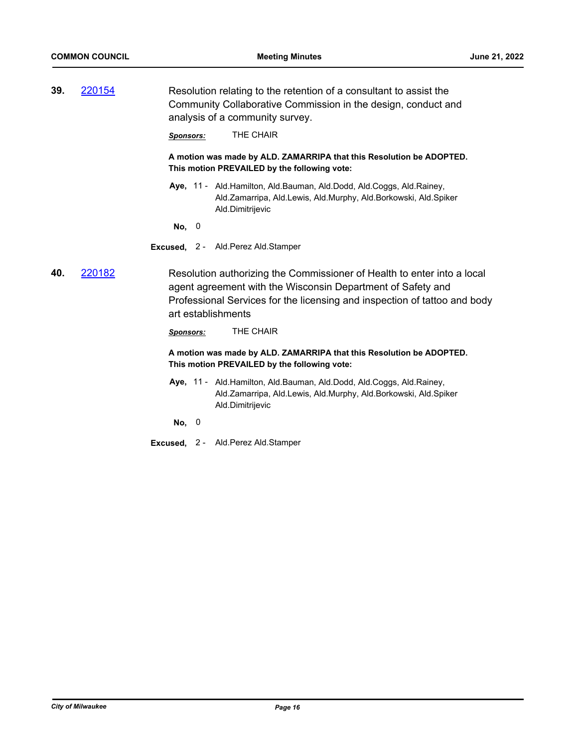**39.** 220154

Resolution relating to the retention of a consultant to assist the Community Collaborative Commission in the design, conduct and analysis of a community survey.

***Sponsors:*** THE CHAIR

**A motion was made by ALD. ZAMARRIPA that this Resolution be ADOPTED. This motion PREVAILED by the following vote:**

**Aye,** 11 - Ald.Hamilton, Ald.Bauman, Ald.Dodd, Ald.Coggs, Ald.Rainey, Ald.Zamarripa, Ald.Lewis, Ald.Murphy, Ald.Borkowski, Ald.Spiker Ald.Dimitrijevic

**No,** 0

**Excused,** 2 - Ald.Perez Ald.Stamper

**40.** 220182

Resolution authorizing the Commissioner of Health to enter into a local agent agreement with the Wisconsin Department of Safety and Professional Services for the licensing and inspection of tattoo and body art establishments

***Sponsors:*** THE CHAIR

**A motion was made by ALD. ZAMARRIPA that this Resolution be ADOPTED. This motion PREVAILED by the following vote:**

**Aye,** 11 - Ald.Hamilton, Ald.Bauman, Ald.Dodd, Ald.Coggs, Ald.Rainey, Ald.Zamarripa, Ald.Lewis, Ald.Murphy, Ald.Borkowski, Ald.Spiker Ald.Dimitrijevic

**No,** 0

**Excused,** 2 - Ald.Perez Ald.Stamper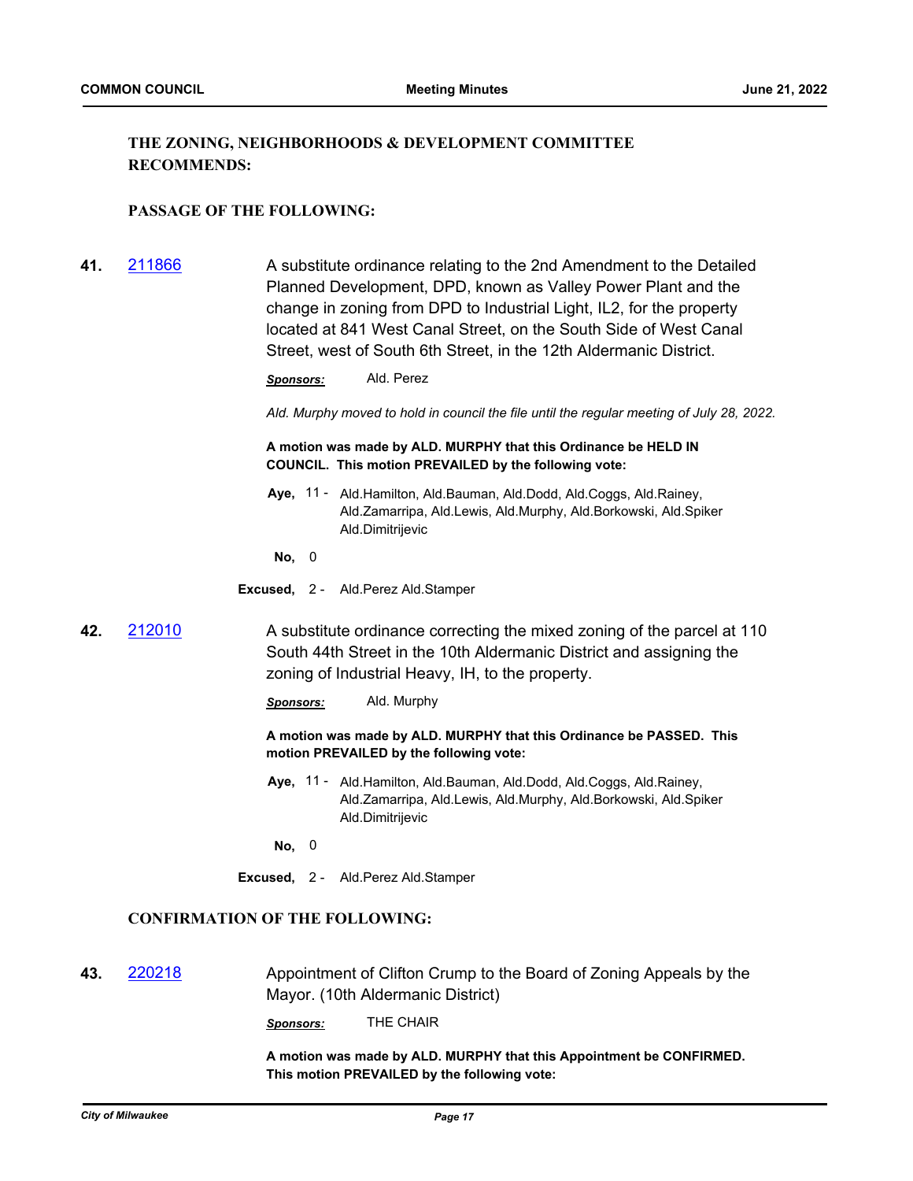### THE ZONING, NEIGHBORHOODS & DEVELOPMENT COMMITTEE RECOMMENDS:

#### PASSAGE OF THE FOLLOWING:

**41.** [211866](211866) A substitute ordinance relating to the 2nd Amendment to the Detailed Planned Development, DPD, known as Valley Power Plant and the change in zoning from DPD to Industrial Light, IL2, for the property located at 841 West Canal Street, on the South Side of West Canal Street, west of South 6th Street, in the 12th Aldermanic District.

***Sponsors:*** Ald. Perez

*Ald. Murphy moved to hold in council the file until the regular meeting of July 28, 2022.*

**A motion was made by ALD. MURPHY that this Ordinance be HELD IN COUNCIL. This motion PREVAILED by the following vote:**

**Aye,** 11 - Ald.Hamilton, Ald.Bauman, Ald.Dodd, Ald.Coggs, Ald.Rainey, Ald.Zamarripa, Ald.Lewis, Ald.Murphy, Ald.Borkowski, Ald.Spiker Ald.Dimitrijevic

**No,** 0

**Excused,** 2 - Ald.Perez Ald.Stamper

**42.** [212010](212010) A substitute ordinance correcting the mixed zoning of the parcel at 110 South 44th Street in the 10th Aldermanic District and assigning the zoning of Industrial Heavy, IH, to the property.

***Sponsors:*** Ald. Murphy

**A motion was made by ALD. MURPHY that this Ordinance be PASSED. This motion PREVAILED by the following vote:**

**Aye,** 11 - Ald.Hamilton, Ald.Bauman, Ald.Dodd, Ald.Coggs, Ald.Rainey, Ald.Zamarripa, Ald.Lewis, Ald.Murphy, Ald.Borkowski, Ald.Spiker Ald.Dimitrijevic

**No,** 0

**Excused,** 2 - Ald.Perez Ald.Stamper

#### CONFIRMATION OF THE FOLLOWING:

**43.** [220218](220218) Appointment of Clifton Crump to the Board of Zoning Appeals by the Mayor. (10th Aldermanic District)

***Sponsors:*** THE CHAIR

**A motion was made by ALD. MURPHY that this Appointment be CONFIRMED. This motion PREVAILED by the following vote:**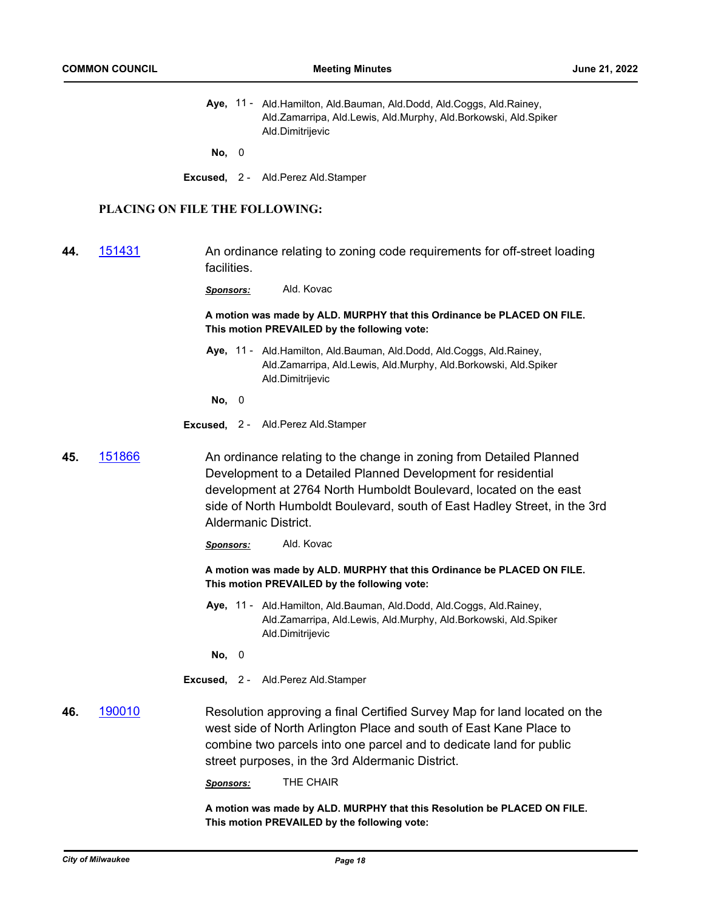**Aye,** 11 - Ald.Hamilton, Ald.Bauman, Ald.Dodd, Ald.Coggs, Ald.Rainey, Ald.Zamarripa, Ald.Lewis, Ald.Murphy, Ald.Borkowski, Ald.Spiker Ald.Dimitrijevic

**No,** 0

**Excused,** 2 - Ald.Perez Ald.Stamper

### PLACING ON FILE THE FOLLOWING:

**44.** [151431](151431) An ordinance relating to zoning code requirements for off-street loading facilities.

***Sponsors:*** Ald. Kovac

**A motion was made by ALD. MURPHY that this Ordinance be PLACED ON FILE. This motion PREVAILED by the following vote:**

**Aye,** 11 - Ald.Hamilton, Ald.Bauman, Ald.Dodd, Ald.Coggs, Ald.Rainey, Ald.Zamarripa, Ald.Lewis, Ald.Murphy, Ald.Borkowski, Ald.Spiker Ald.Dimitrijevic

**No,** 0

**Excused,** 2 - Ald.Perez Ald.Stamper

**45.** [151866](151866) An ordinance relating to the change in zoning from Detailed Planned Development to a Detailed Planned Development for residential development at 2764 North Humboldt Boulevard, located on the east side of North Humboldt Boulevard, south of East Hadley Street, in the 3rd Aldermanic District.

***Sponsors:*** Ald. Kovac

**A motion was made by ALD. MURPHY that this Ordinance be PLACED ON FILE. This motion PREVAILED by the following vote:**

**Aye,** 11 - Ald.Hamilton, Ald.Bauman, Ald.Dodd, Ald.Coggs, Ald.Rainey, Ald.Zamarripa, Ald.Lewis, Ald.Murphy, Ald.Borkowski, Ald.Spiker Ald.Dimitrijevic

**No,** 0

**Excused,** 2 - Ald.Perez Ald.Stamper

**46.** [190010](190010) Resolution approving a final Certified Survey Map for land located on the west side of North Arlington Place and south of East Kane Place to combine two parcels into one parcel and to dedicate land for public street purposes, in the 3rd Aldermanic District.

***Sponsors:*** THE CHAIR

**A motion was made by ALD. MURPHY that this Resolution be PLACED ON FILE. This motion PREVAILED by the following vote:**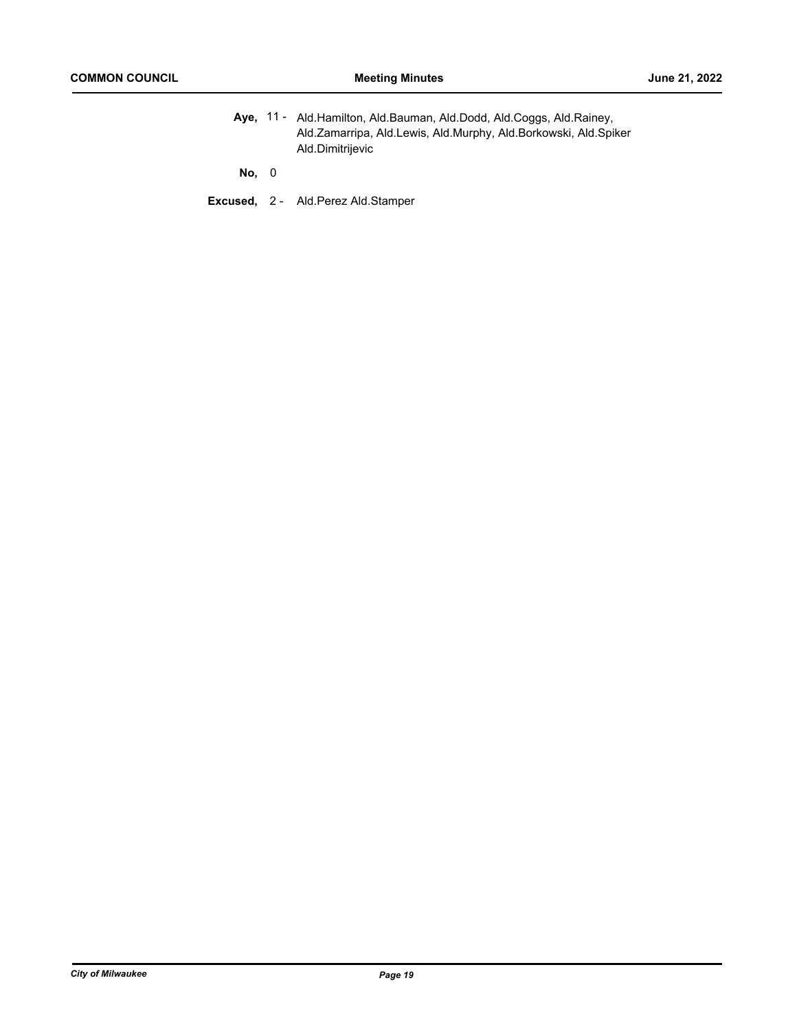**Aye,** 11 - Ald.Hamilton, Ald.Bauman, Ald.Dodd, Ald.Coggs, Ald.Rainey, Ald.Zamarripa, Ald.Lewis, Ald.Murphy, Ald.Borkowski, Ald.Spiker Ald.Dimitrijevic

**No,** 0

**Excused,** 2 - Ald.Perez Ald.Stamper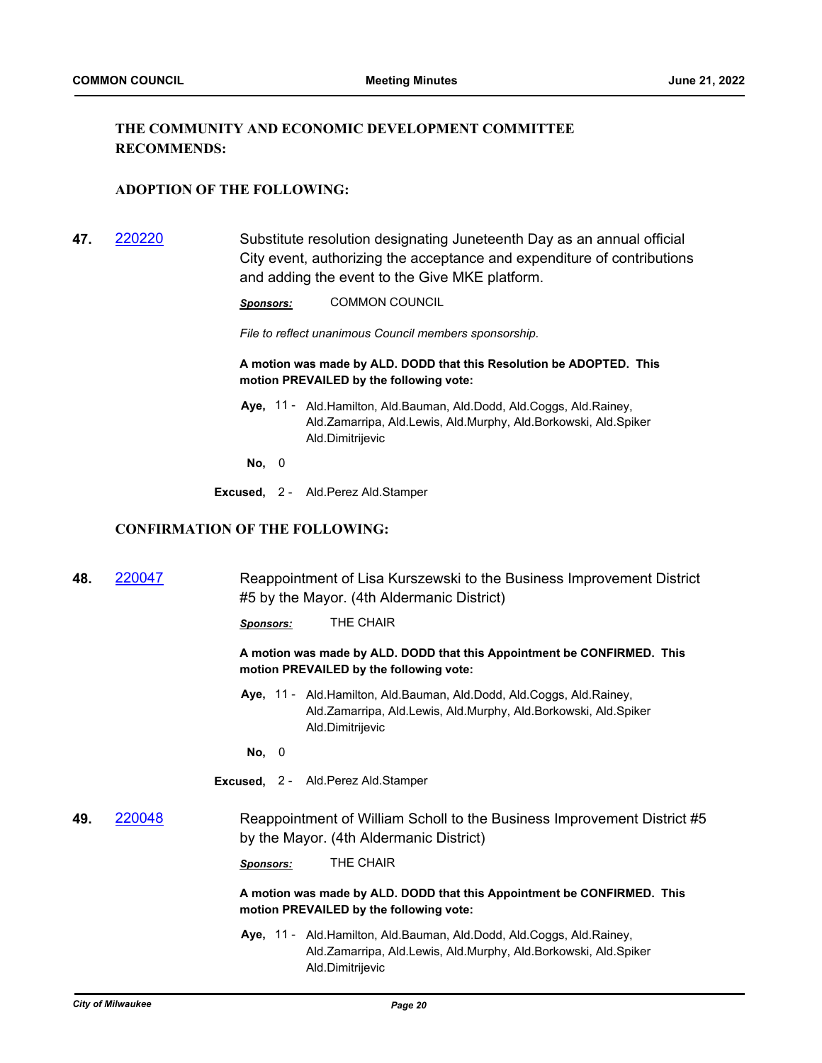### THE COMMUNITY AND ECONOMIC DEVELOPMENT COMMITTEE RECOMMENDS:

#### ADOPTION OF THE FOLLOWING:

**47.** 220220 Substitute resolution designating Juneteenth Day as an annual official City event, authorizing the acceptance and expenditure of contributions and adding the event to the Give MKE platform.

***Sponsors:*** COMMON COUNCIL

*File to reflect unanimous Council members sponsorship.*

**A motion was made by ALD. DODD that this Resolution be ADOPTED. This motion PREVAILED by the following vote:**

**Aye,** 11 - Ald.Hamilton, Ald.Bauman, Ald.Dodd, Ald.Coggs, Ald.Rainey, Ald.Zamarripa, Ald.Lewis, Ald.Murphy, Ald.Borkowski, Ald.Spiker Ald.Dimitrijevic

**No,** 0

**Excused,** 2 - Ald.Perez Ald.Stamper

#### CONFIRMATION OF THE FOLLOWING:

**48.** 220047 Reappointment of Lisa Kurszewski to the Business Improvement District #5 by the Mayor. (4th Aldermanic District)

***Sponsors:*** THE CHAIR

**A motion was made by ALD. DODD that this Appointment be CONFIRMED. This motion PREVAILED by the following vote:**

**Aye,** 11 - Ald.Hamilton, Ald.Bauman, Ald.Dodd, Ald.Coggs, Ald.Rainey, Ald.Zamarripa, Ald.Lewis, Ald.Murphy, Ald.Borkowski, Ald.Spiker Ald.Dimitrijevic

**No,** 0

**Excused,** 2 - Ald.Perez Ald.Stamper

**49.** 220048 Reappointment of William Scholl to the Business Improvement District #5 by the Mayor. (4th Aldermanic District)

***Sponsors:*** THE CHAIR

**A motion was made by ALD. DODD that this Appointment be CONFIRMED. This motion PREVAILED by the following vote:**

**Aye,** 11 - Ald.Hamilton, Ald.Bauman, Ald.Dodd, Ald.Coggs, Ald.Rainey, Ald.Zamarripa, Ald.Lewis, Ald.Murphy, Ald.Borkowski, Ald.Spiker Ald.Dimitrijevic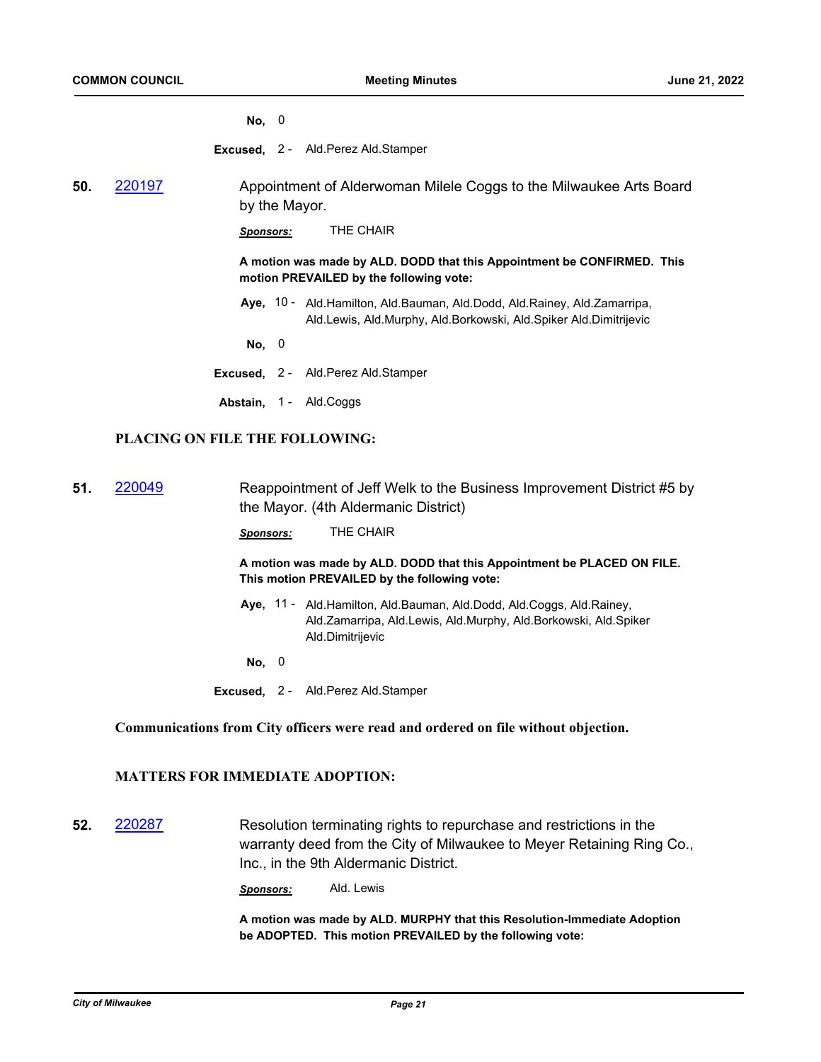**No,** 0

**Excused,** 2 - Ald.Perez Ald.Stamper

**50.** 220197 Appointment of Alderwoman Milele Coggs to the Milwaukee Arts Board by the Mayor.

***Sponsors:*** THE CHAIR

**A motion was made by ALD. DODD that this Appointment be CONFIRMED. This motion PREVAILED by the following vote:**

**Aye,** 10 - Ald.Hamilton, Ald.Bauman, Ald.Dodd, Ald.Rainey, Ald.Zamarripa, Ald.Lewis, Ald.Murphy, Ald.Borkowski, Ald.Spiker Ald.Dimitrijevic

**No,** 0

**Excused,** 2 - Ald.Perez Ald.Stamper

**Abstain,** 1 - Ald.Coggs

## PLACING ON FILE THE FOLLOWING:

**51.** 220049 Reappointment of Jeff Welk to the Business Improvement District #5 by the Mayor. (4th Aldermanic District)

***Sponsors:*** THE CHAIR

**A motion was made by ALD. DODD that this Appointment be PLACED ON FILE. This motion PREVAILED by the following vote:**

**Aye,** 11 - Ald.Hamilton, Ald.Bauman, Ald.Dodd, Ald.Coggs, Ald.Rainey, Ald.Zamarripa, Ald.Lewis, Ald.Murphy, Ald.Borkowski, Ald.Spiker Ald.Dimitrijevic

**No,** 0

**Excused,** 2 - Ald.Perez Ald.Stamper

**Communications from City officers were read and ordered on file without objection.**

## MATTERS FOR IMMEDIATE ADOPTION:

**52.** 220287 Resolution terminating rights to repurchase and restrictions in the warranty deed from the City of Milwaukee to Meyer Retaining Ring Co., Inc., in the 9th Aldermanic District.

***Sponsors:*** Ald. Lewis

**A motion was made by ALD. MURPHY that this Resolution-Immediate Adoption be ADOPTED. This motion PREVAILED by the following vote:**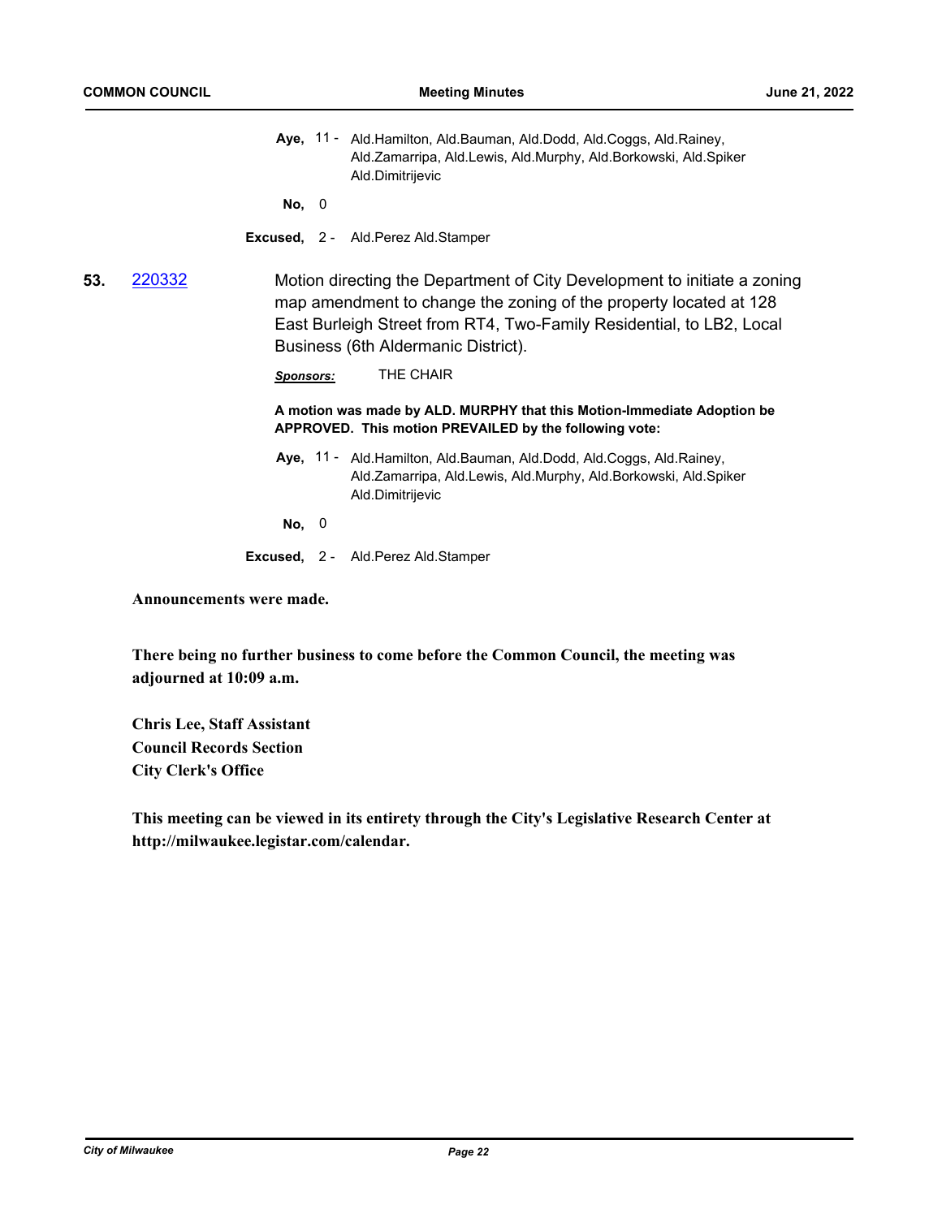Aye, 11 - Ald.Hamilton, Ald.Bauman, Ald.Dodd, Ald.Coggs, Ald.Rainey, Ald.Zamarripa, Ald.Lewis, Ald.Murphy, Ald.Borkowski, Ald.Spiker Ald.Dimitrijevic

No, 0

Excused, 2 - Ald.Perez Ald.Stamper

**53. 220332**

Motion directing the Department of City Development to initiate a zoning map amendment to change the zoning of the property located at 128 East Burleigh Street from RT4, Two-Family Residential, to LB2, Local Business (6th Aldermanic District).

***Sponsors:*** THE CHAIR

**A motion was made by ALD. MURPHY that this Motion-Immediate Adoption be APPROVED. This motion PREVAILED by the following vote:**

Aye, 11 - Ald.Hamilton, Ald.Bauman, Ald.Dodd, Ald.Coggs, Ald.Rainey, Ald.Zamarripa, Ald.Lewis, Ald.Murphy, Ald.Borkowski, Ald.Spiker Ald.Dimitrijevic

No, 0

Excused, 2 - Ald.Perez Ald.Stamper

**Announcements were made.**

**There being no further business to come before the Common Council, the meeting was adjourned at 10:09 a.m.**

**Chris Lee, Staff Assistant**
**Council Records Section**
**City Clerk's Office**

**This meeting can be viewed in its entirety through the City's Legislative Research Center at http://milwaukee.legistar.com/calendar.**